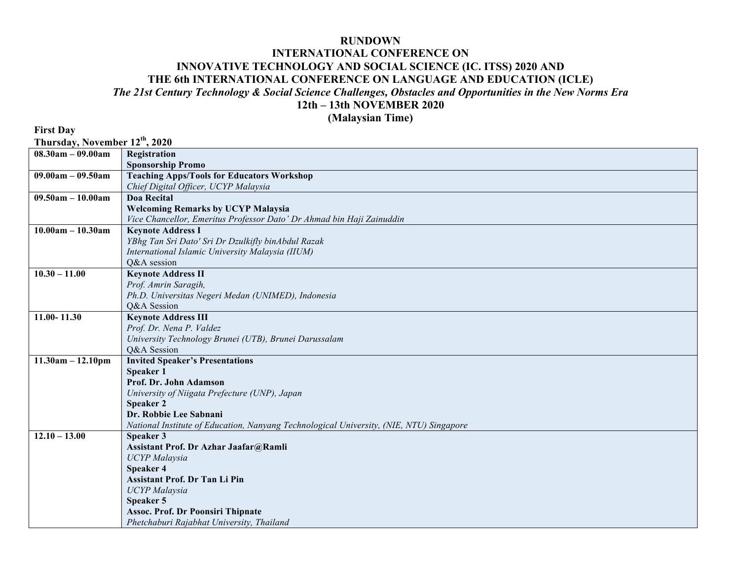# RUNDOWN

# INTERNATIONAL CONFERENCE ON INNOVATIVE TECHNOLOGY AND SOCIAL SCIENCE (IC. ITSS) 2020 AND THE 6th INTERNATIONAL CONFERENCE ON LANGUAGE AND EDUCATION (ICLE)

*The 21st Century Technology & Social Science Challenges, Obstacles and Opportunities in the New Norms Era*

**12th – 13th NOVEMBER 2020**

**(Malaysian Time)**

**First Day**
**Thursday, November 12th, 2020**

| | |
|---|---|
| **08.30am – 09.00am** | **Registration**<br>**Sponsorship Promo** |
| **09.00am – 09.50am** | **Teaching Apps/Tools for Educators Workshop**<br>*Chief Digital Officer, UCYP Malaysia* |
| **09.50am – 10.00am** | **Doa Recital**<br>**Welcoming Remarks by UCYP Malaysia**<br>*Vice Chancellor, Emeritus Professor Dato' Dr Ahmad bin Haji Zainuddin* |
| **10.00am – 10.30am** | **Keynote Address I**<br>*YBhg Tan Sri Dato' Sri Dr Dzulkifly binAbdul Razak*<br>*International Islamic University Malaysia (IIUM)*<br>Q&A session |
| **10.30 – 11.00** | **Keynote Address II**<br>*Prof. Amrin Saragih,*<br>*Ph.D. Universitas Negeri Medan (UNIMED), Indonesia*<br>Q&A Session |
| **11.00- 11.30** | **Keynote Address III**<br>*Prof. Dr. Nena P. Valdez*<br>*University Technology Brunei (UTB), Brunei Darussalam*<br>Q&A Session |
| **11.30am – 12.10pm** | **Invited Speaker's Presentations**<br>**Speaker 1**<br>**Prof. Dr. John Adamson**<br>*University of Niigata Prefecture (UNP), Japan*<br>**Speaker 2**<br>**Dr. Robbie Lee Sabnani**<br>*National Institute of Education, Nanyang Technological University, (NIE, NTU) Singapore* |
| **12.10 – 13.00** | **Speaker 3**<br>**Assistant Prof. Dr Azhar Jaafar@Ramli**<br>*UCYP Malaysia*<br>**Speaker 4**<br>**Assistant Prof. Dr Tan Li Pin**<br>*UCYP Malaysia*<br>**Speaker 5**<br>**Assoc. Prof. Dr Poonsiri Thipnate**<br>*Phetchaburi Rajabhat University, Thailand* |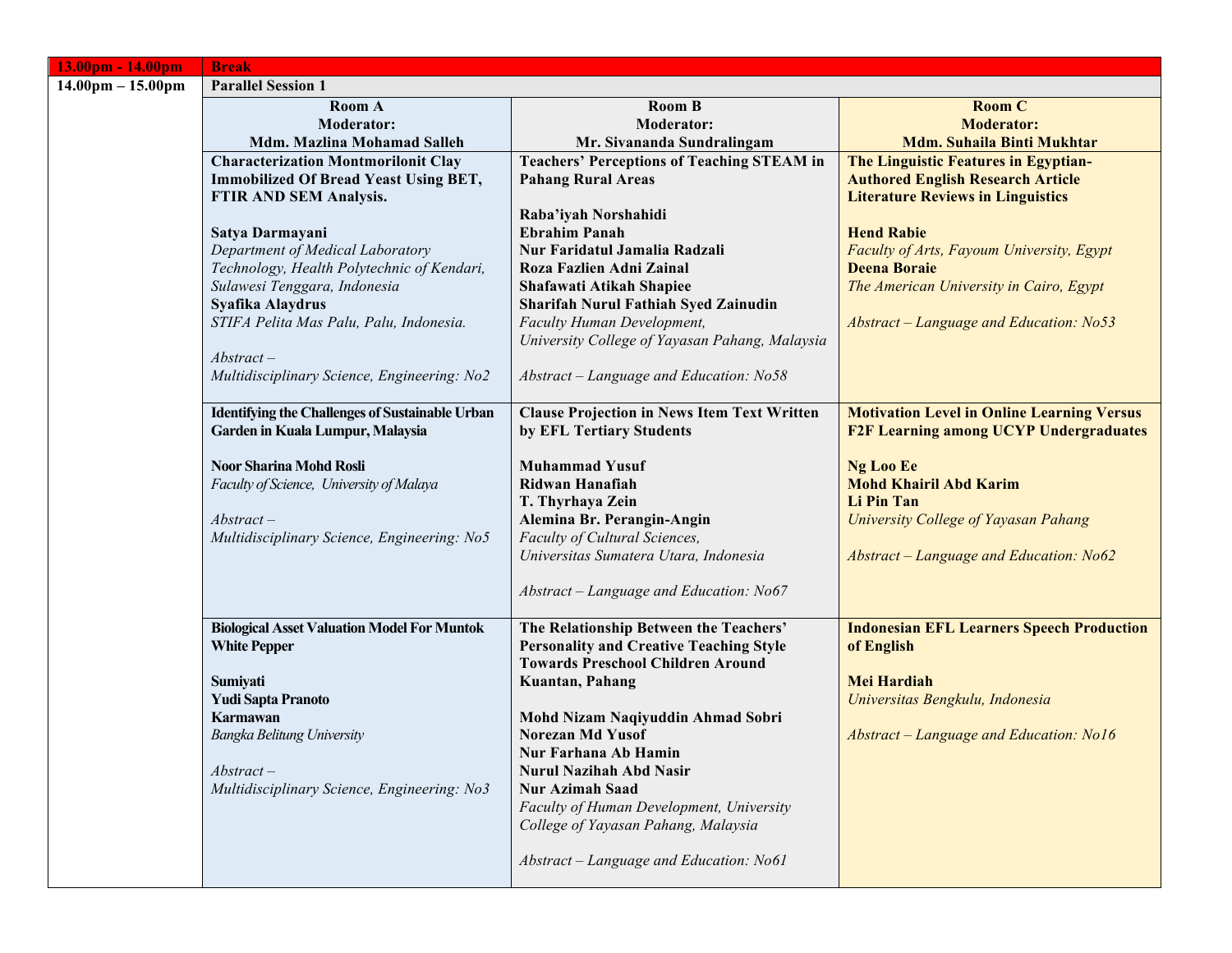| 13.00pm - 14.00pm | Break | | |
|---|---|---|---|
| 14.00pm – 15.00pm | Parallel Session 1 | | |
| | **Room A**<br>**Moderator:**<br>**Mdm. Mazlina Mohamad Salleh** | **Room B**<br>**Moderator:**<br>**Mr. Sivananda Sundralingam** | **Room C**<br>**Moderator:**<br>**Mdm. Suhaila Binti Mukhtar** |
| | **Characterization Montmorilonit Clay Immobilized Of Bread Yeast Using BET, FTIR AND SEM Analysis.**<br><br>**Satya Darmayani**<br>*Department of Medical Laboratory Technology, Health Polytechnic of Kendari, Sulawesi Tenggara, Indonesia*<br>**Syafika Alaydrus**<br>*STIFA Pelita Mas Palu, Palu, Indonesia.*<br><br>*Abstract – Multidisciplinary Science, Engineering: No2* | **Teachers' Perceptions of Teaching STEAM in Pahang Rural Areas**<br><br>**Raba'iyah Norshahidi**<br>**Ebrahim Panah**<br>**Nur Faridatul Jamalia Radzali**<br>**Roza Fazlien Adni Zainal**<br>**Shafawati Atikah Shapiee**<br>**Sharifah Nurul Fathiah Syed Zainudin**<br>*Faculty Human Development, University College of Yayasan Pahang, Malaysia*<br><br>*Abstract – Language and Education: No58* | **The Linguistic Features in Egyptian-Authored English Research Article Literature Reviews in Linguistics**<br><br>**Hend Rabie**<br>*Faculty of Arts, Fayoum University, Egypt*<br>**Deena Boraie**<br>*The American University in Cairo, Egypt*<br><br>*Abstract – Language and Education: No53* |
| | **Identifying the Challenges of Sustainable Urban Garden in Kuala Lumpur, Malaysia**<br><br>**Noor Sharina Mohd Rosli**<br>*Faculty of Science, University of Malaya*<br><br>*Abstract – Multidisciplinary Science, Engineering: No5* | **Clause Projection in News Item Text Written by EFL Tertiary Students**<br><br>**Muhammad Yusuf**<br>**Ridwan Hanafiah**<br>**T. Thyrhaya Zein**<br>**Alemina Br. Perangin-Angin**<br>*Faculty of Cultural Sciences, Universitas Sumatera Utara, Indonesia*<br><br>*Abstract – Language and Education: No67* | **Motivation Level in Online Learning Versus F2F Learning among UCYP Undergraduates**<br><br>**Ng Loo Ee**<br>**Mohd Khairil Abd Karim**<br>**Li Pin Tan**<br>*University College of Yayasan Pahang*<br><br>*Abstract – Language and Education: No62* |
| | **Biological Asset Valuation Model For Muntok White Pepper**<br><br>**Sumiyati**<br>**Yudi Sapta Pranoto**<br>**Karmawan**<br>*Bangka Belitung University*<br><br>*Abstract – Multidisciplinary Science, Engineering: No3* | **The Relationship Between the Teachers' Personality and Creative Teaching Style Towards Preschool Children Around Kuantan, Pahang**<br><br>**Mohd Nizam Naqiyuddin Ahmad Sobri**<br>**Norezan Md Yusof**<br>**Nur Farhana Ab Hamin**<br>**Nurul Nazihah Abd Nasir**<br>**Nur Azimah Saad**<br>*Faculty of Human Development, University College of Yayasan Pahang, Malaysia*<br><br>*Abstract – Language and Education: No61* | **Indonesian EFL Learners Speech Production of English**<br><br>**Mei Hardiah**<br>*Universitas Bengkulu, Indonesia*<br><br>*Abstract – Language and Education: No16* |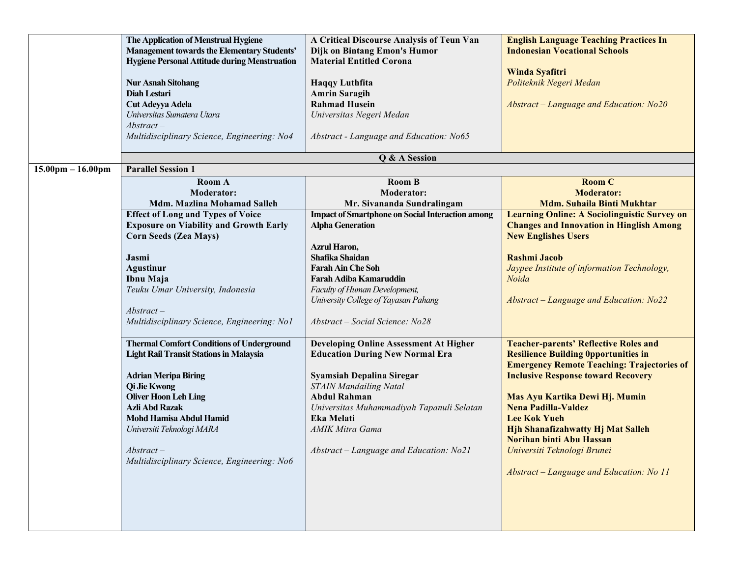| | | | |
|---|---|---|---|
| | **The Application of Menstrual Hygiene Management towards the Elementary Students' Hygiene Personal Attitude during Menstruation**<br><br>**Nur Asnah Sitohang**<br>**Diah Lestari**<br>**Cut Adeyya Adela**<br>*Universitas Sumatera Utara*<br>*Abstract – Multidisciplinary Science, Engineering: No4* | **A Critical Discourse Analysis of Teun Van Dijk on Bintang Emon's Humor Material Entitled Corona**<br><br>**Haqqy Luthfita**<br>**Amrin Saragih**<br>**Rahmad Husein**<br>*Universitas Negeri Medan*<br><br>*Abstract - Language and Education: No65* | **English Language Teaching Practices In Indonesian Vocational Schools**<br><br>**Winda Syafitri**<br>*Politeknik Negeri Medan*<br><br>*Abstract – Language and Education: No20* |
| | **Q & A Session** | | |
| **15.00pm – 16.00pm** | **Parallel Session 1** | | |
| | **Room A**<br>**Moderator:**<br>**Mdm. Mazlina Mohamad Salleh** | **Room B**<br>**Moderator:**<br>**Mr. Sivananda Sundralingam** | **Room C**<br>**Moderator:**<br>**Mdm. Suhaila Binti Mukhtar** |
| | **Effect of Long and Types of Voice Exposure on Viability and Growth Early Corn Seeds (Zea Mays)**<br><br>**Jasmi**<br>**Agustinur**<br>**Ibnu Maja**<br>*Teuku Umar University, Indonesia*<br><br>*Abstract – Multidisciplinary Science, Engineering: No1* | **Impact of Smartphone on Social Interaction among Alpha Generation**<br><br>**Azrul Haron,**<br>**Shafika Shaidan**<br>**Farah Ain Che Soh**<br>**Farah Adiba Kamaruddin**<br>*Faculty of Human Development, University College of Yayasan Pahang*<br><br>*Abstract – Social Science: No28* | **Learning Online: A Sociolinguistic Survey on Changes and Innovation in Hinglish Among New Englishes Users**<br><br>**Rashmi Jacob**<br>*Jaypee Institute of information Technology, Noida*<br><br>*Abstract – Language and Education: No22* |
| | **Thermal Comfort Conditions of Underground Light Rail Transit Stations in Malaysia**<br><br>**Adrian Meripa Biring**<br>**Qi Jie Kwong**<br>**Oliver Hoon Leh Ling**<br>**Azli Abd Razak**<br>**Mohd Hamisa Abdul Hamid**<br>*Universiti Teknologi MARA*<br><br>*Abstract – Multidisciplinary Science, Engineering: No6* | **Developing Online Assessment At Higher Education During New Normal Era**<br><br>**Syamsiah Depalina Siregar**<br>*STAIN Mandailing Natal*<br>**Abdul Rahman**<br>*Universitas Muhammadiyah Tapanuli Selatan*<br>**Eka Melati**<br>*AMIK Mitra Gama*<br><br>*Abstract – Language and Education: No21* | **Teacher-parents' Reflective Roles and Resilience Building 0pportunities in Emergency Remote Teaching: Trajectories of Inclusive Response toward Recovery**<br><br>**Mas Ayu Kartika Dewi Hj. Mumin**<br>**Nena Padilla-Valdez**<br>**Lee Kok Yueh**<br>**Hjh Shanafizahwatty Hj Mat Salleh**<br>**Norihan binti Abu Hassan**<br>*Universiti Teknologi Brunei*<br><br>*Abstract – Language and Education: No 11* |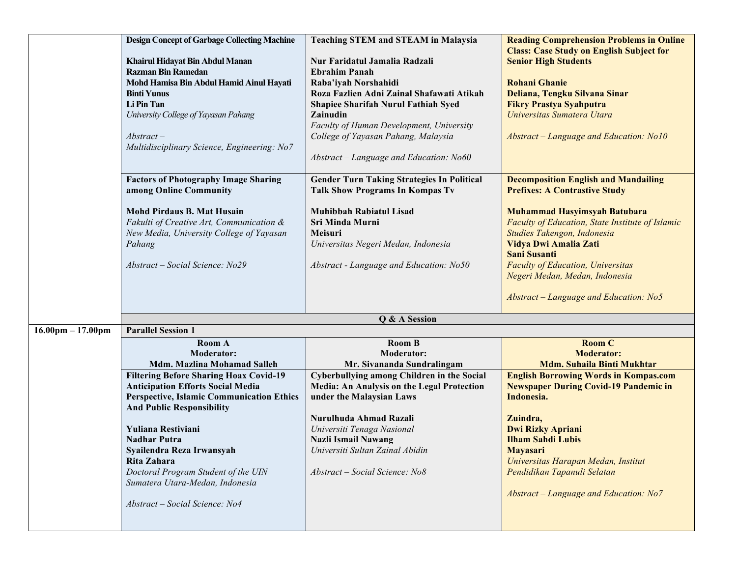| | | | |
|---|---|---|---|
| | **Design Concept of Garbage Collecting Machine**<br><br>**Khairul Hidayat Bin Abdul Manan**<br>**Razman Bin Ramedan**<br>**Mohd Hamisa Bin Abdul Hamid Ainul Hayati Binti Yunus**<br>**Li Pin Tan**<br>*University College of Yayasan Pahang*<br><br>*Abstract –*<br>*Multidisciplinary Science, Engineering: No7* | **Teaching STEM and STEAM in Malaysia**<br><br>**Nur Faridatul Jamalia Radzali**<br>**Ebrahim Panah**<br>**Raba'iyah Norshahidi**<br>**Roza Fazlien Adni Zainal Shafawati Atikah Shapiee Sharifah Nurul Fathiah Syed Zainudin**<br>*Faculty of Human Development, University College of Yayasan Pahang, Malaysia*<br><br>*Abstract – Language and Education: No60* | **Reading Comprehension Problems in Online Class: Case Study on English Subject for Senior High Students**<br><br>**Rohani Ghanie**<br>**Deliana, Tengku Silvana Sinar**<br>**Fikry Prastya Syahputra**<br>*Universitas Sumatera Utara*<br><br>*Abstract – Language and Education: No10* |
| | **Factors of Photography Image Sharing among Online Community**<br><br>**Mohd Pirdaus B. Mat Husain**<br>*Fakulti of Creative Art, Communication & New Media, University College of Yayasan Pahang*<br><br>*Abstract – Social Science: No29* | **Gender Turn Taking Strategies In Political Talk Show Programs In Kompas Tv**<br><br>**Muhibbah Rabiatul Lisad**<br>**Sri Minda Murni**<br>**Meisuri**<br>*Universitas Negeri Medan, Indonesia*<br><br>*Abstract - Language and Education: No50* | **Decomposition English and Mandailing Prefixes: A Contrastive Study**<br><br>**Muhammad Hasyimsyah Batubara**<br>*Faculty of Education, State Institute of Islamic Studies Takengon, Indonesia*<br>**Vidya Dwi Amalia Zati**<br>**Sani Susanti**<br>*Faculty of Education, Universitas Negeri Medan, Medan, Indonesia*<br><br>*Abstract – Language and Education: No5* |
| | **Q & A Session** | | |
| **16.00pm – 17.00pm** | **Parallel Session 1** | | |
| | **Room A**<br>**Moderator:**<br>**Mdm. Mazlina Mohamad Salleh** | **Room B**<br>**Moderator:**<br>**Mr. Sivananda Sundralingam** | **Room C**<br>**Moderator:**<br>**Mdm. Suhaila Binti Mukhtar** |
| | **Filtering Before Sharing Hoax Covid-19 Anticipation Efforts Social Media Perspective, Islamic Communication Ethics And Public Responsibility**<br><br>**Yuliana Restiviani**<br>**Nadhar Putra**<br>**Syailendra Reza Irwansyah**<br>**Rita Zahara**<br>*Doctoral Program Student of the UIN Sumatera Utara-Medan, Indonesia*<br><br>*Abstract – Social Science: No4* | **Cyberbullying among Children in the Social Media: An Analysis on the Legal Protection under the Malaysian Laws**<br><br>**Nurulhuda Ahmad Razali**<br>*Universiti Tenaga Nasional*<br>**Nazli Ismail Nawang**<br>*Universiti Sultan Zainal Abidin*<br><br>*Abstract – Social Science: No8* | **English Borrowing Words in Kompas.com Newspaper During Covid-19 Pandemic in Indonesia.**<br><br>**Zuindra,**<br>**Dwi Rizky Apriani**<br>**Ilham Sahdi Lubis**<br>**Mayasari**<br>*Universitas Harapan Medan, Institut Pendidikan Tapanuli Selatan*<br><br>*Abstract – Language and Education: No7* |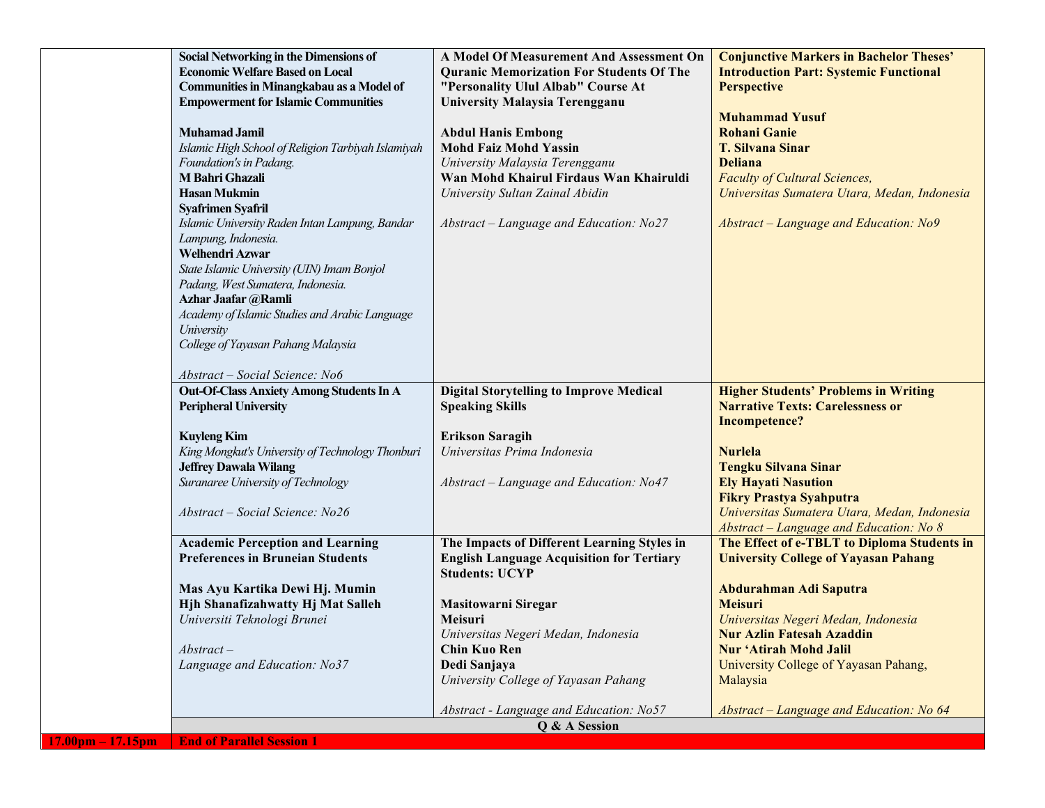| | | | |
|---|---|---|---|
| | **Social Networking in the Dimensions of Economic Welfare Based on Local Communities in Minangkabau as a Model of Empowerment for Islamic Communities**<br><br>**Muhamad Jamil**<br>*Islamic High School of Religion Tarbiyah Islamiyah Foundation's in Padang.*<br>**M Bahri Ghazali**<br>**Hasan Mukmin**<br>**Syafrimen Syafril**<br>*Islamic University Raden Intan Lampung, Bandar Lampung, Indonesia.*<br>**Welhendri Azwar**<br>*State Islamic University (UIN) Imam Bonjol Padang, West Sumatera, Indonesia.*<br>**Azhar Jaafar @Ramli**<br>*Academy of Islamic Studies and Arabic Language University*<br>*College of Yayasan Pahang Malaysia*<br><br>*Abstract – Social Science: No6* | **A Model Of Measurement And Assessment On Quranic Memorization For Students Of The "Personality Ulul Albab" Course At University Malaysia Terengganu**<br><br>**Abdul Hanis Embong**<br>**Mohd Faiz Mohd Yassin**<br>*University Malaysia Terengganu*<br>**Wan Mohd Khairul Firdaus Wan Khairuldi**<br>*University Sultan Zainal Abidin*<br><br>*Abstract – Language and Education: No27* | **Conjunctive Markers in Bachelor Theses' Introduction Part: Systemic Functional Perspective**<br><br>**Muhammad Yusuf**<br>**Rohani Ganie**<br>**T. Silvana Sinar**<br>**Deliana**<br>*Faculty of Cultural Sciences,*<br>*Universitas Sumatera Utara, Medan, Indonesia*<br><br>*Abstract – Language and Education: No9* |
| | **Out-Of-Class Anxiety Among Students In A Peripheral University**<br><br>**Kuyleng Kim**<br>*King Mongkut's University of Technology Thonburi*<br>**Jeffrey Dawala Wilang**<br>*Suranaree University of Technology*<br><br>*Abstract – Social Science: No26* | **Digital Storytelling to Improve Medical Speaking Skills**<br><br>**Erikson Saragih**<br>*Universitas Prima Indonesia*<br><br>*Abstract – Language and Education: No47* | **Higher Students' Problems in Writing Narrative Texts: Carelessness or Incompetence?**<br><br>**Nurlela**<br>**Tengku Silvana Sinar**<br>**Ely Hayati Nasution**<br>**Fikry Prastya Syahputra**<br>*Universitas Sumatera Utara, Medan, Indonesia*<br>*Abstract – Language and Education: No 8* |
| | **Academic Perception and Learning Preferences in Bruneian Students**<br><br>**Mas Ayu Kartika Dewi Hj. Mumin**<br>**Hjh Shanafizahwatty Hj Mat Salleh**<br>*Universiti Teknologi Brunei*<br><br>*Abstract –*<br>*Language and Education: No37* | **The Impacts of Different Learning Styles in English Language Acquisition for Tertiary Students: UCYP**<br><br>**Masitowarni Siregar**<br>**Meisuri**<br>*Universitas Negeri Medan, Indonesia*<br>**Chin Kuo Ren**<br>**Dedi Sanjaya**<br>*University College of Yayasan Pahang*<br><br>*Abstract - Language and Education: No57* | **The Effect of e-TBLT to Diploma Students in University College of Yayasan Pahang**<br><br>**Abdurahman Adi Saputra**<br>**Meisuri**<br>*Universitas Negeri Medan, Indonesia*<br>**Nur Azlin Fatesah Azaddin**<br>**Nur 'Atirah Mohd Jalil**<br>University College of Yayasan Pahang, Malaysia<br><br>*Abstract – Language and Education: No 64* |
| | **Q & A Session** | | |
| **17.00pm – 17.15pm** | **End of Parallel Session 1** | | |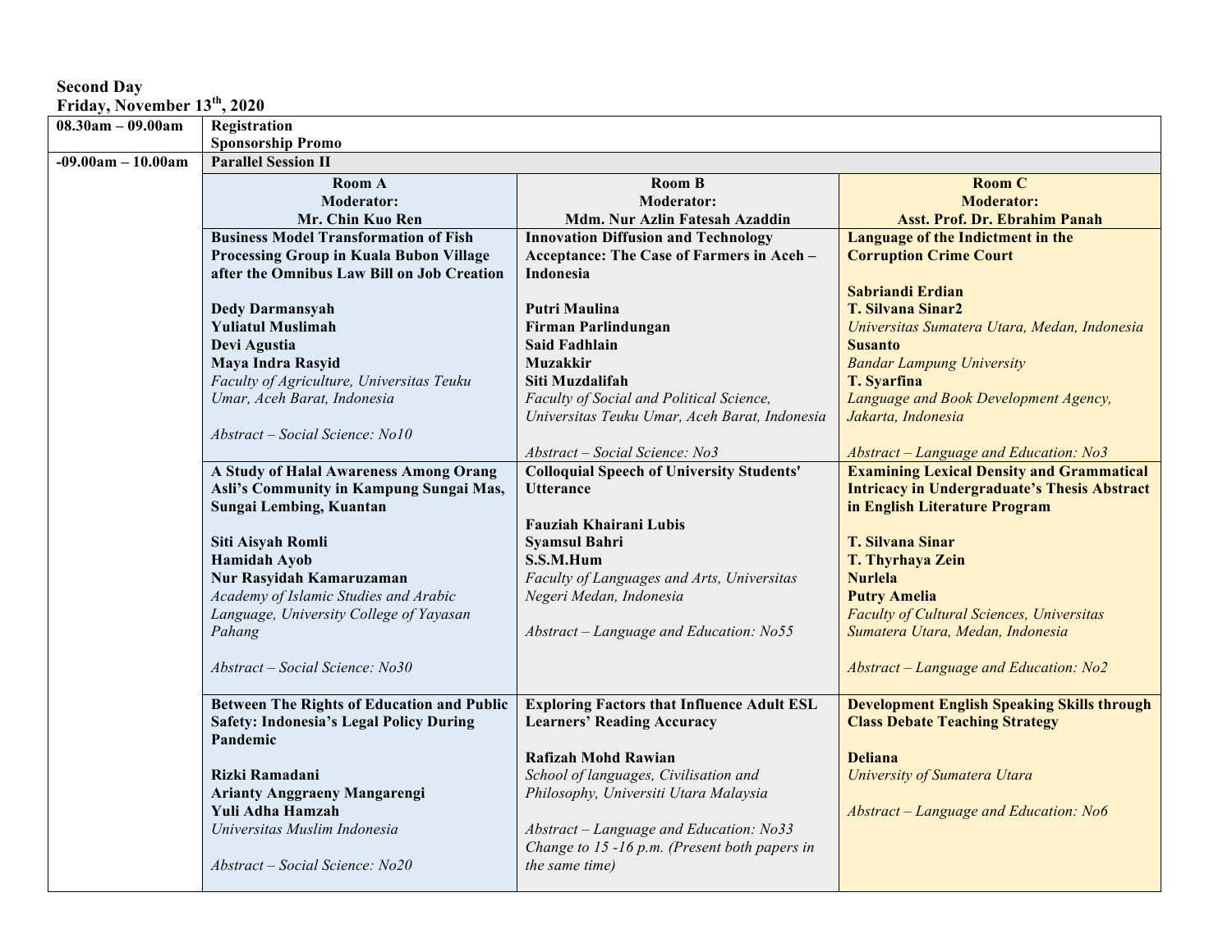**Second Day**
**Friday, November 13th, 2020**

| 08.30am – 09.00am | **Registration**<br>**Sponsorship Promo** | | |
|---|---|---|---|
| -09.00am – 10.00am | **Parallel Session II** | | |
| | **Room A**<br>**Moderator:**<br>**Mr. Chin Kuo Ren** | **Room B**<br>**Moderator:**<br>**Mdm. Nur Azlin Fatesah Azaddin** | **Room C**<br>**Moderator:**<br>**Asst. Prof. Dr. Ebrahim Panah** |
| | **Business Model Transformation of Fish Processing Group in Kuala Bubon Village after the Omnibus Law Bill on Job Creation**<br><br>**Dedy Darmansyah**<br>**Yuliatul Muslimah**<br>**Devi Agustia**<br>**Maya Indra Rasyid**<br>*Faculty of Agriculture, Universitas Teuku Umar, Aceh Barat, Indonesia*<br><br>*Abstract – Social Science: No10* | **Innovation Diffusion and Technology Acceptance: The Case of Farmers in Aceh – Indonesia**<br><br>**Putri Maulina**<br>**Firman Parlindungan**<br>**Said Fadhlain**<br>**Muzakkir**<br>**Siti Muzdalifah**<br>*Faculty of Social and Political Science, Universitas Teuku Umar, Aceh Barat, Indonesia*<br><br>*Abstract – Social Science: No3* | **Language of the Indictment in the Corruption Crime Court**<br><br>**Sabriandi Erdian**<br>**T. Silvana Sinar2**<br>*Universitas Sumatera Utara, Medan, Indonesia*<br>**Susanto**<br>*Bandar Lampung University*<br>**T. Syarfina**<br>*Language and Book Development Agency, Jakarta, Indonesia*<br><br>*Abstract – Language and Education: No3* |
| | **A Study of Halal Awareness Among Orang Asli's Community in Kampung Sungai Mas, Sungai Lembing, Kuantan**<br><br>**Siti Aisyah Romli**<br>**Hamidah Ayob**<br>**Nur Rasyidah Kamaruzaman**<br>*Academy of Islamic Studies and Arabic Language, University College of Yayasan Pahang*<br><br>*Abstract – Social Science: No30* | **Colloquial Speech of University Students' Utterance**<br><br>**Fauziah Khairani Lubis**<br>**Syamsul Bahri**<br>**S.S.M.Hum**<br>*Faculty of Languages and Arts, Universitas Negeri Medan, Indonesia*<br><br>*Abstract – Language and Education: No55* | **Examining Lexical Density and Grammatical Intricacy in Undergraduate's Thesis Abstract in English Literature Program**<br><br>**T. Silvana Sinar**<br>**T. Thyrhaya Zein**<br>**Nurlela**<br>**Putry Amelia**<br>*Faculty of Cultural Sciences, Universitas Sumatera Utara, Medan, Indonesia*<br><br>*Abstract – Language and Education: No2* |
| | **Between The Rights of Education and Public Safety: Indonesia's Legal Policy During Pandemic**<br><br>**Rizki Ramadani**<br>**Arianty Anggraeny Mangarengi**<br>**Yuli Adha Hamzah**<br>*Universitas Muslim Indonesia*<br><br>*Abstract – Social Science: No20* | **Exploring Factors that Influence Adult ESL Learners' Reading Accuracy**<br><br>**Rafizah Mohd Rawian**<br>*School of languages, Civilisation and Philosophy, Universiti Utara Malaysia*<br><br>*Abstract – Language and Education: No33*<br>*Change to 15 -16 p.m. (Present both papers in the same time)* | **Development English Speaking Skills through Class Debate Teaching Strategy**<br><br>**Deliana**<br>*University of Sumatera Utara*<br><br>*Abstract – Language and Education: No6* |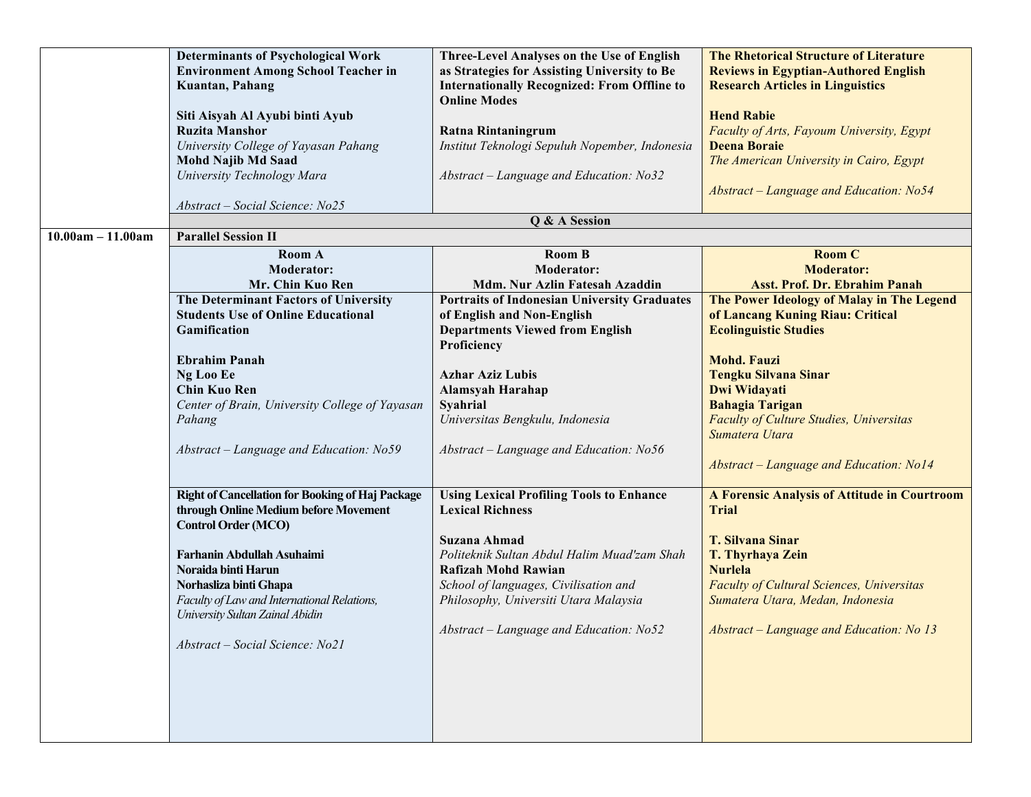| | | | |
|---|---|---|---|
| | **Determinants of Psychological Work Environment Among School Teacher in Kuantan, Pahang**<br><br>**Siti Aisyah Al Ayubi binti Ayub**<br>**Ruzita Manshor**<br>*University College of Yayasan Pahang*<br>**Mohd Najib Md Saad**<br>*University Technology Mara*<br><br>*Abstract – Social Science: No25* | **Three-Level Analyses on the Use of English as Strategies for Assisting University to Be Internationally Recognized: From Offline to Online Modes**<br><br>**Ratna Rintaningrum**<br>*Institut Teknologi Sepuluh Nopember, Indonesia*<br><br>*Abstract – Language and Education: No32* | **The Rhetorical Structure of Literature Reviews in Egyptian-Authored English Research Articles in Linguistics**<br><br>**Hend Rabie**<br>*Faculty of Arts, Fayoum University, Egypt*<br>**Deena Boraie**<br>*The American University in Cairo, Egypt*<br><br>*Abstract – Language and Education: No54* |
| | **Q & A Session** | | |
| **10.00am – 11.00am** | **Parallel Session II** | | |
| | **Room A**<br>**Moderator:**<br>**Mr. Chin Kuo Ren** | **Room B**<br>**Moderator:**<br>**Mdm. Nur Azlin Fatesah Azaddin** | **Room C**<br>**Moderator:**<br>**Asst. Prof. Dr. Ebrahim Panah** |
| | **The Determinant Factors of University Students Use of Online Educational Gamification**<br><br>**Ebrahim Panah**<br>**Ng Loo Ee**<br>**Chin Kuo Ren**<br>*Center of Brain, University College of Yayasan Pahang*<br><br>*Abstract – Language and Education: No59* | **Portraits of Indonesian University Graduates of English and Non-English Departments Viewed from English Proficiency**<br><br>**Azhar Aziz Lubis**<br>**Alamsyah Harahap**<br>**Syahrial**<br>*Universitas Bengkulu, Indonesia*<br><br>*Abstract – Language and Education: No56* | **The Power Ideology of Malay in The Legend of Lancang Kuning Riau: Critical Ecolinguistic Studies**<br><br>**Mohd. Fauzi**<br>**Tengku Silvana Sinar**<br>**Dwi Widayati**<br>**Bahagia Tarigan**<br>*Faculty of Culture Studies, Universitas Sumatera Utara*<br><br>*Abstract – Language and Education: No14* |
| | **Right of Cancellation for Booking of Haj Package through Online Medium before Movement Control Order (MCO)**<br><br>**Farhanin Abdullah Asuhaimi**<br>**Noraida binti Harun**<br>**Norhasliza binti Ghapa**<br>*Faculty of Law and International Relations, University Sultan Zainal Abidin*<br><br>*Abstract – Social Science: No21* | **Using Lexical Profiling Tools to Enhance Lexical Richness**<br><br>**Suzana Ahmad**<br>*Politeknik Sultan Abdul Halim Muad'zam Shah*<br>**Rafizah Mohd Rawian**<br>*School of languages, Civilisation and Philosophy, Universiti Utara Malaysia*<br><br>*Abstract – Language and Education: No52* | **A Forensic Analysis of Attitude in Courtroom Trial**<br><br>**T. Silvana Sinar**<br>**T. Thyrhaya Zein**<br>**Nurlela**<br>*Faculty of Cultural Sciences, Universitas Sumatera Utara, Medan, Indonesia*<br><br>*Abstract – Language and Education: No 13* |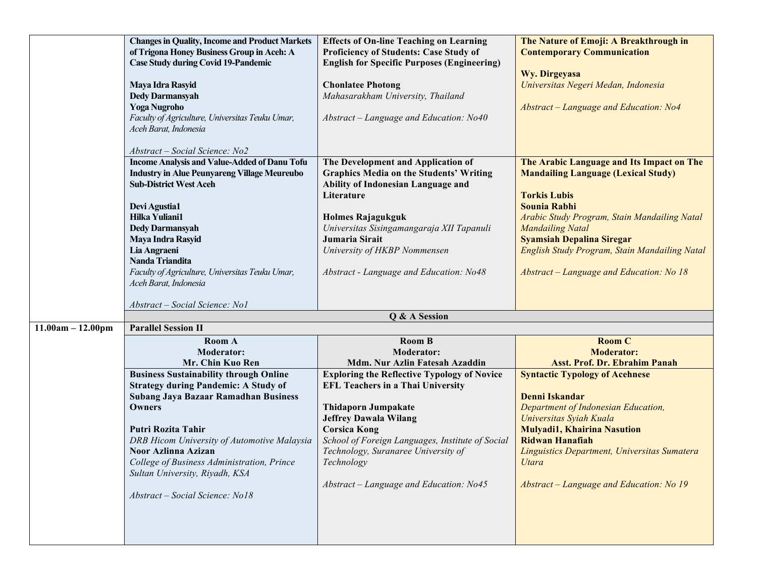| | | | |
|---|---|---|---|
| | **Changes in Quality, Income and Product Markets of Trigona Honey Business Group in Aceh: A Case Study during Covid 19-Pandemic**<br><br>**Maya Idra Rasyid**<br>**Dedy Darmansyah**<br>**Yoga Nugroho**<br>*Faculty of Agriculture, Universitas Teuku Umar, Aceh Barat, Indonesia*<br><br>*Abstract – Social Science: No2* | **Effects of On-line Teaching on Learning Proficiency of Students: Case Study of English for Specific Purposes (Engineering)**<br><br>**Chonlatee Photong**<br>*Mahasarakham University, Thailand*<br><br>*Abstract – Language and Education: No40* | **The Nature of Emoji: A Breakthrough in Contemporary Communication**<br><br>**Wy. Dirgeyasa**<br>*Universitas Negeri Medan, Indonesia*<br><br>*Abstract – Language and Education: No4* |
| | **Income Analysis and Value-Added of Danu Tofu Industry in Alue Peunyareng Village Meureubo Sub-District West Aceh**<br><br>**Devi Agustia1**<br>**Hilka Yuliani1**<br>**Dedy Darmansyah**<br>**Maya Indra Rasyid**<br>**Lia Angraeni**<br>**Nanda Triandita**<br>*Faculty of Agriculture, Universitas Teuku Umar, Aceh Barat, Indonesia*<br><br>*Abstract – Social Science: No1* | **The Development and Application of Graphics Media on the Students' Writing Ability of Indonesian Language and Literature**<br><br>**Holmes Rajagukguk**<br>*Universitas Sisingamangaraja XII Tapanuli*<br>**Jumaria Sirait**<br>*University of HKBP Nommensen*<br><br>*Abstract - Language and Education: No48* | **The Arabic Language and Its Impact on The Mandailing Language (Lexical Study)**<br><br>**Torkis Lubis**<br>**Sounia Rabhi**<br>*Arabic Study Program, Stain Mandailing Natal Mandailing Natal*<br>**Syamsiah Depalina Siregar**<br>*English Study Program, Stain Mandailing Natal*<br><br>*Abstract – Language and Education: No 18* |
| | **Q & A Session** | | |
| **11.00am – 12.00pm** | **Parallel Session II** | | |
| | **Room A**<br>**Moderator:**<br>**Mr. Chin Kuo Ren** | **Room B**<br>**Moderator:**<br>**Mdm. Nur Azlin Fatesah Azaddin** | **Room C**<br>**Moderator:**<br>**Asst. Prof. Dr. Ebrahim Panah** |
| | **Business Sustainability through Online Strategy during Pandemic: A Study of Subang Jaya Bazaar Ramadhan Business Owners**<br><br>**Putri Rozita Tahir**<br>*DRB Hicom University of Automotive Malaysia*<br>**Noor Azlinna Azizan**<br>*College of Business Administration, Prince Sultan University, Riyadh, KSA*<br><br>*Abstract – Social Science: No18* | **Exploring the Reflective Typology of Novice EFL Teachers in a Thai University**<br><br>**Thidaporn Jumpakate**<br>**Jeffrey Dawala Wilang**<br>**Corsica Kong**<br>*School of Foreign Languages, Institute of Social Technology, Suranaree University of Technology*<br><br>*Abstract – Language and Education: No45* | **Syntactic Typology of Acehnese**<br><br>**Denni Iskandar**<br>*Department of Indonesian Education, Universitas Syiah Kuala*<br>**Mulyadi1, Khairina Nasution**<br>**Ridwan Hanafiah**<br>*Linguistics Department, Universitas Sumatera Utara*<br><br>*Abstract – Language and Education: No 19* |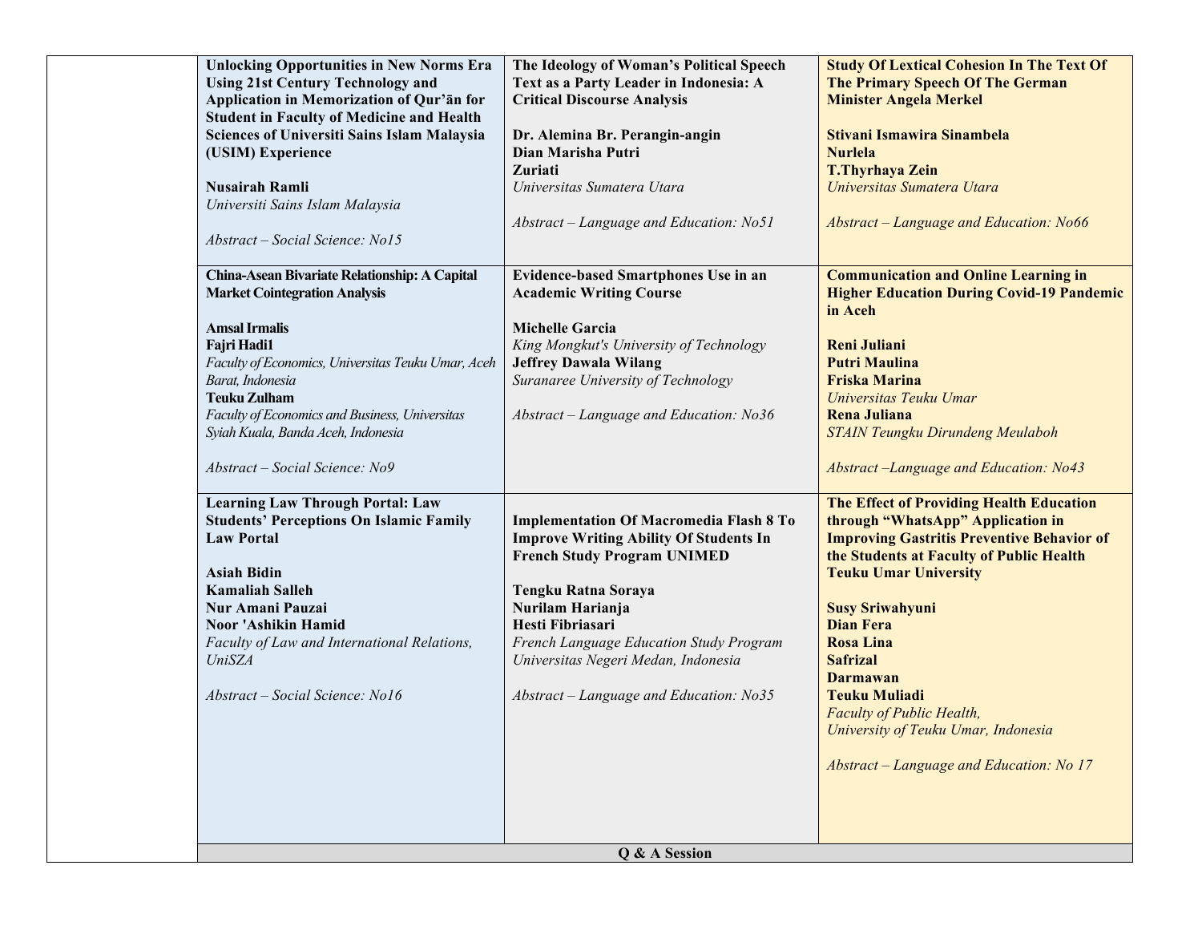| | | | |
|---|---|---|---|
| | **Unlocking Opportunities in New Norms Era Using 21st Century Technology and Application in Memorization of Qur'ān for Student in Faculty of Medicine and Health Sciences of Universiti Sains Islam Malaysia (USIM) Experience**<br><br>**Nusairah Ramli**<br>*Universiti Sains Islam Malaysia*<br><br>*Abstract – Social Science: No15* | **The Ideology of Woman's Political Speech Text as a Party Leader in Indonesia: A Critical Discourse Analysis**<br><br>**Dr. Alemina Br. Perangin-angin**<br>**Dian Marisha Putri**<br>**Zuriati**<br>*Universitas Sumatera Utara*<br><br>*Abstract – Language and Education: No51* | **Study Of Lextical Cohesion In The Text Of The Primary Speech Of The German Minister Angela Merkel**<br><br>**Stivani Ismawira Sinambela**<br>**Nurlela**<br>**T.Thyrhaya Zein**<br>*Universitas Sumatera Utara*<br><br>*Abstract – Language and Education: No66* |
| | **China-Asean Bivariate Relationship: A Capital Market Cointegration Analysis**<br><br>**Amsal Irmalis**<br>**Fajri Hadi1**<br>*Faculty of Economics, Universitas Teuku Umar, Aceh Barat, Indonesia*<br>**Teuku Zulham**<br>*Faculty of Economics and Business, Universitas Syiah Kuala, Banda Aceh, Indonesia*<br><br>*Abstract – Social Science: No9* | **Evidence-based Smartphones Use in an Academic Writing Course**<br><br>**Michelle Garcia**<br>*King Mongkut's University of Technology*<br>**Jeffrey Dawala Wilang**<br>*Suranaree University of Technology*<br><br>*Abstract – Language and Education: No36* | **Communication and Online Learning in Higher Education During Covid-19 Pandemic in Aceh**<br><br>**Reni Juliani**<br>**Putri Maulina**<br>**Friska Marina**<br>*Universitas Teuku Umar*<br>**Rena Juliana**<br>*STAIN Teungku Dirundeng Meulaboh*<br><br>*Abstract –Language and Education: No43* |
| | **Learning Law Through Portal: Law Students' Perceptions On Islamic Family Law Portal**<br><br>**Asiah Bidin**<br>**Kamaliah Salleh**<br>**Nur Amani Pauzai**<br>**Noor 'Ashikin Hamid**<br>*Faculty of Law and International Relations, UniSZA*<br><br>*Abstract – Social Science: No16* | **Implementation Of Macromedia Flash 8 To Improve Writing Ability Of Students In French Study Program UNIMED**<br><br>**Tengku Ratna Soraya**<br>**Nurilam Harianja**<br>**Hesti Fibriasari**<br>*French Language Education Study Program Universitas Negeri Medan, Indonesia*<br><br>*Abstract – Language and Education: No35* | **The Effect of Providing Health Education through "WhatsApp" Application in Improving Gastritis Preventive Behavior of the Students at Faculty of Public Health Teuku Umar University**<br><br>**Susy Sriwahyuni**<br>**Dian Fera**<br>**Rosa Lina**<br>**Safrizal**<br>**Darmawan**<br>**Teuku Muliadi**<br>*Faculty of Public Health,*<br>*University of Teuku Umar, Indonesia*<br><br>*Abstract – Language and Education: No 17* |
| | **Q & A Session** | | |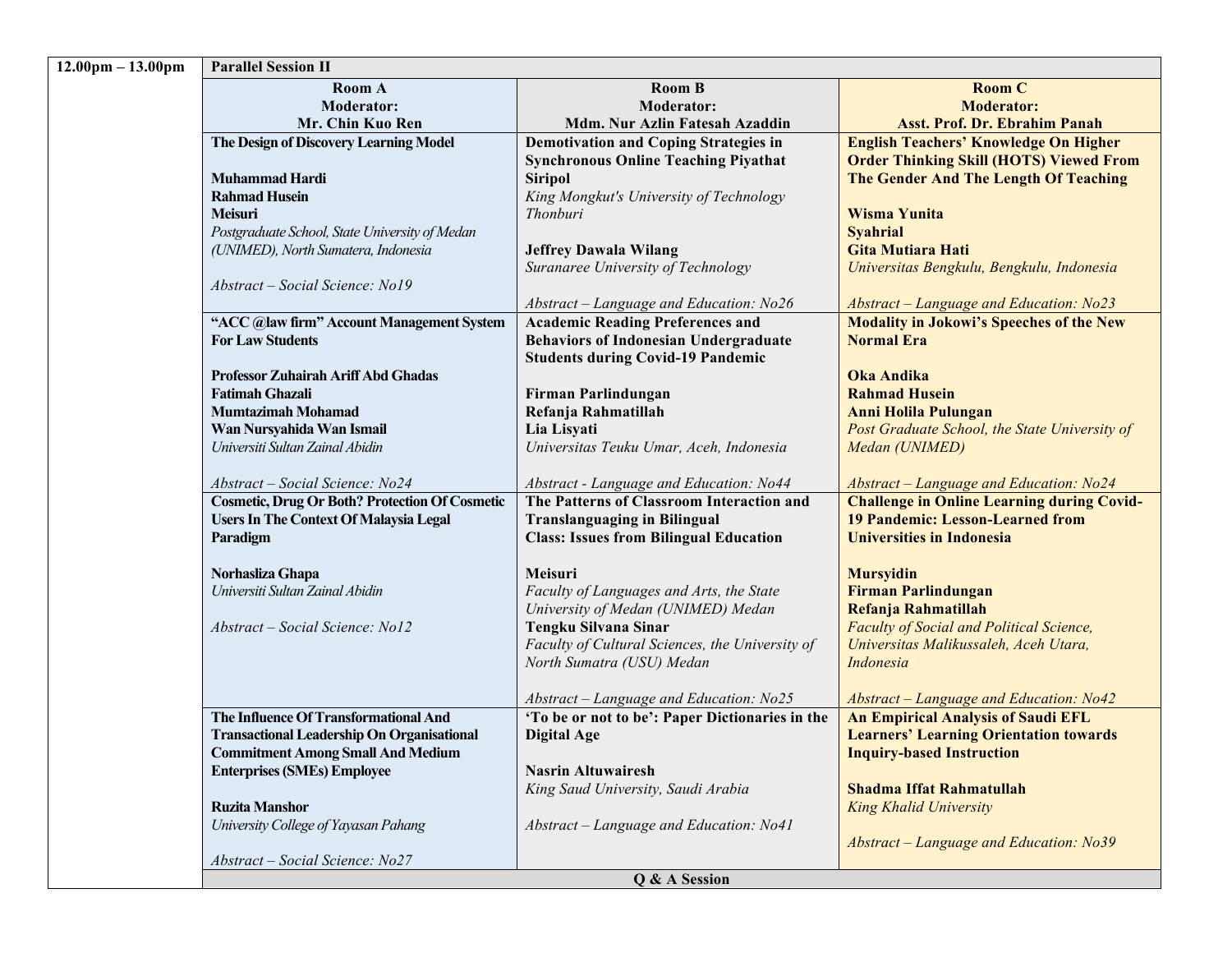| 12.00pm – 13.00pm | Parallel Session II | | |
|---|---|---|---|
| | **Room A**<br>**Moderator:**<br>**Mr. Chin Kuo Ren** | **Room B**<br>**Moderator:**<br>**Mdm. Nur Azlin Fatesah Azaddin** | **Room C**<br>**Moderator:**<br>**Asst. Prof. Dr. Ebrahim Panah** |
| | **The Design of Discovery Learning Model**<br><br>**Muhammad Hardi**<br>**Rahmad Husein**<br>**Meisuri**<br>*Postgraduate School, State University of Medan (UNIMED), North Sumatera, Indonesia*<br><br>*Abstract – Social Science: No19* | **Demotivation and Coping Strategies in Synchronous Online Teaching Piyathat Siripol**<br>*King Mongkut's University of Technology Thonburi*<br><br>**Jeffrey Dawala Wilang**<br>*Suranaree University of Technology*<br><br>*Abstract – Language and Education: No26* | **English Teachers' Knowledge On Higher Order Thinking Skill (HOTS) Viewed From The Gender And The Length Of Teaching**<br><br>**Wisma Yunita**<br>**Syahrial**<br>**Gita Mutiara Hati**<br>*Universitas Bengkulu, Bengkulu, Indonesia*<br><br>*Abstract – Language and Education: No23* |
| | **"ACC @law firm" Account Management System For Law Students**<br><br>**Professor Zuhairah Ariff Abd Ghadas**<br>**Fatimah Ghazali**<br>**Mumtazimah Mohamad**<br>**Wan Nursyahida Wan Ismail**<br>*Universiti Sultan Zainal Abidin*<br><br>*Abstract – Social Science: No24* | **Academic Reading Preferences and Behaviors of Indonesian Undergraduate Students during Covid-19 Pandemic**<br><br>**Firman Parlindungan**<br>**Refanja Rahmatillah**<br>**Lia Lisyati**<br>*Universitas Teuku Umar, Aceh, Indonesia*<br><br>*Abstract - Language and Education: No44* | **Modality in Jokowi's Speeches of the New Normal Era**<br><br>**Oka Andika**<br>**Rahmad Husein**<br>**Anni Holila Pulungan**<br>*Post Graduate School, the State University of Medan (UNIMED)*<br><br>*Abstract – Language and Education: No24* |
| | **Cosmetic, Drug Or Both? Protection Of Cosmetic Users In The Context Of Malaysia Legal Paradigm**<br><br>**Norhasliza Ghapa**<br>*Universiti Sultan Zainal Abidin*<br><br>*Abstract – Social Science: No12* | **The Patterns of Classroom Interaction and Translanguaging in Bilingual Class: Issues from Bilingual Education**<br><br>**Meisuri**<br>*Faculty of Languages and Arts, the State University of Medan (UNIMED) Medan*<br>**Tengku Silvana Sinar**<br>*Faculty of Cultural Sciences, the University of North Sumatra (USU) Medan*<br><br>*Abstract – Language and Education: No25* | **Challenge in Online Learning during Covid-19 Pandemic: Lesson-Learned from Universities in Indonesia**<br><br>**Mursyidin**<br>**Firman Parlindungan**<br>**Refanja Rahmatillah**<br>*Faculty of Social and Political Science, Universitas Malikussaleh, Aceh Utara, Indonesia*<br><br>*Abstract – Language and Education: No42* |
| | **The Influence Of Transformational And Transactional Leadership On Organisational Commitment Among Small And Medium Enterprises (SMEs) Employee**<br><br>**Ruzita Manshor**<br>*University College of Yayasan Pahang*<br><br>*Abstract – Social Science: No27* | **'To be or not to be': Paper Dictionaries in the Digital Age**<br><br>**Nasrin Altuwairesh**<br>*King Saud University, Saudi Arabia*<br><br>*Abstract – Language and Education: No41* | **An Empirical Analysis of Saudi EFL Learners' Learning Orientation towards Inquiry-based Instruction**<br><br>**Shadma Iffat Rahmatullah**<br>*King Khalid University*<br><br>*Abstract – Language and Education: No39* |
| | **Q & A Session** | | |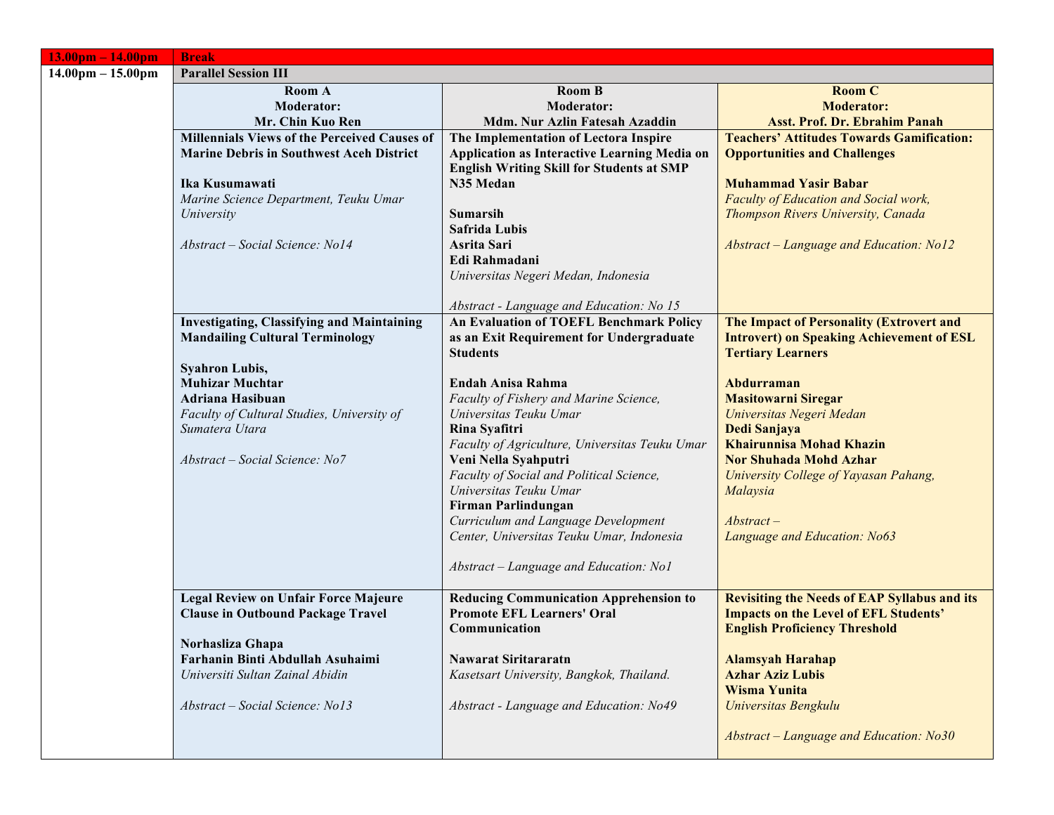| 13.00pm – 14.00pm | Break | | |
|---|---|---|---|
| 14.00pm – 15.00pm | Parallel Session III | | |
| | **Room A**<br>**Moderator:**<br>**Mr. Chin Kuo Ren** | **Room B**<br>**Moderator:**<br>**Mdm. Nur Azlin Fatesah Azaddin** | **Room C**<br>**Moderator:**<br>**Asst. Prof. Dr. Ebrahim Panah** |
| | **Millennials Views of the Perceived Causes of Marine Debris in Southwest Aceh District**<br><br>**Ika Kusumawati**<br>*Marine Science Department, Teuku Umar University*<br><br>*Abstract – Social Science: No14* | **The Implementation of Lectora Inspire Application as Interactive Learning Media on English Writing Skill for Students at SMP N35 Medan**<br><br>**Sumarsih**<br>**Safrida Lubis**<br>**Asrita Sari**<br>**Edi Rahmadani**<br>*Universitas Negeri Medan, Indonesia*<br><br>*Abstract - Language and Education: No 15* | **Teachers' Attitudes Towards Gamification: Opportunities and Challenges**<br><br>**Muhammad Yasir Babar**<br>*Faculty of Education and Social work, Thompson Rivers University, Canada*<br><br>*Abstract – Language and Education: No12* |
| | **Investigating, Classifying and Maintaining Mandailing Cultural Terminology**<br><br>**Syahron Lubis,**<br>**Muhizar Muchtar**<br>**Adriana Hasibuan**<br>*Faculty of Cultural Studies, University of Sumatera Utara*<br><br>*Abstract – Social Science: No7* | **An Evaluation of TOEFL Benchmark Policy as an Exit Requirement for Undergraduate Students**<br><br>**Endah Anisa Rahma**<br>*Faculty of Fishery and Marine Science, Universitas Teuku Umar*<br>**Rina Syafitri**<br>*Faculty of Agriculture, Universitas Teuku Umar*<br>**Veni Nella Syahputri**<br>*Faculty of Social and Political Science, Universitas Teuku Umar*<br>**Firman Parlindungan**<br>*Curriculum and Language Development Center, Universitas Teuku Umar, Indonesia*<br><br>*Abstract – Language and Education: No1* | **The Impact of Personality (Extrovert and Introvert) on Speaking Achievement of ESL Tertiary Learners**<br><br>**Abdurraman**<br>**Masitowarni Siregar**<br>*Universitas Negeri Medan*<br>**Dedi Sanjaya**<br>**Khairunnisa Mohad Khazin**<br>**Nor Shuhada Mohd Azhar**<br>*University College of Yayasan Pahang, Malaysia*<br><br>*Abstract – Language and Education: No63* |
| | **Legal Review on Unfair Force Majeure Clause in Outbound Package Travel**<br><br>**Norhasliza Ghapa**<br>**Farhanin Binti Abdullah Asuhaimi**<br>*Universiti Sultan Zainal Abidin*<br><br>*Abstract – Social Science: No13* | **Reducing Communication Apprehension to Promote EFL Learners' Oral Communication**<br><br>**Nawarat Siritararatn**<br>*Kasetsart University, Bangkok, Thailand.*<br><br>*Abstract - Language and Education: No49* | **Revisiting the Needs of EAP Syllabus and its Impacts on the Level of EFL Students' English Proficiency Threshold**<br><br>**Alamsyah Harahap**<br>**Azhar Aziz Lubis**<br>**Wisma Yunita**<br>*Universitas Bengkulu*<br><br>*Abstract – Language and Education: No30* |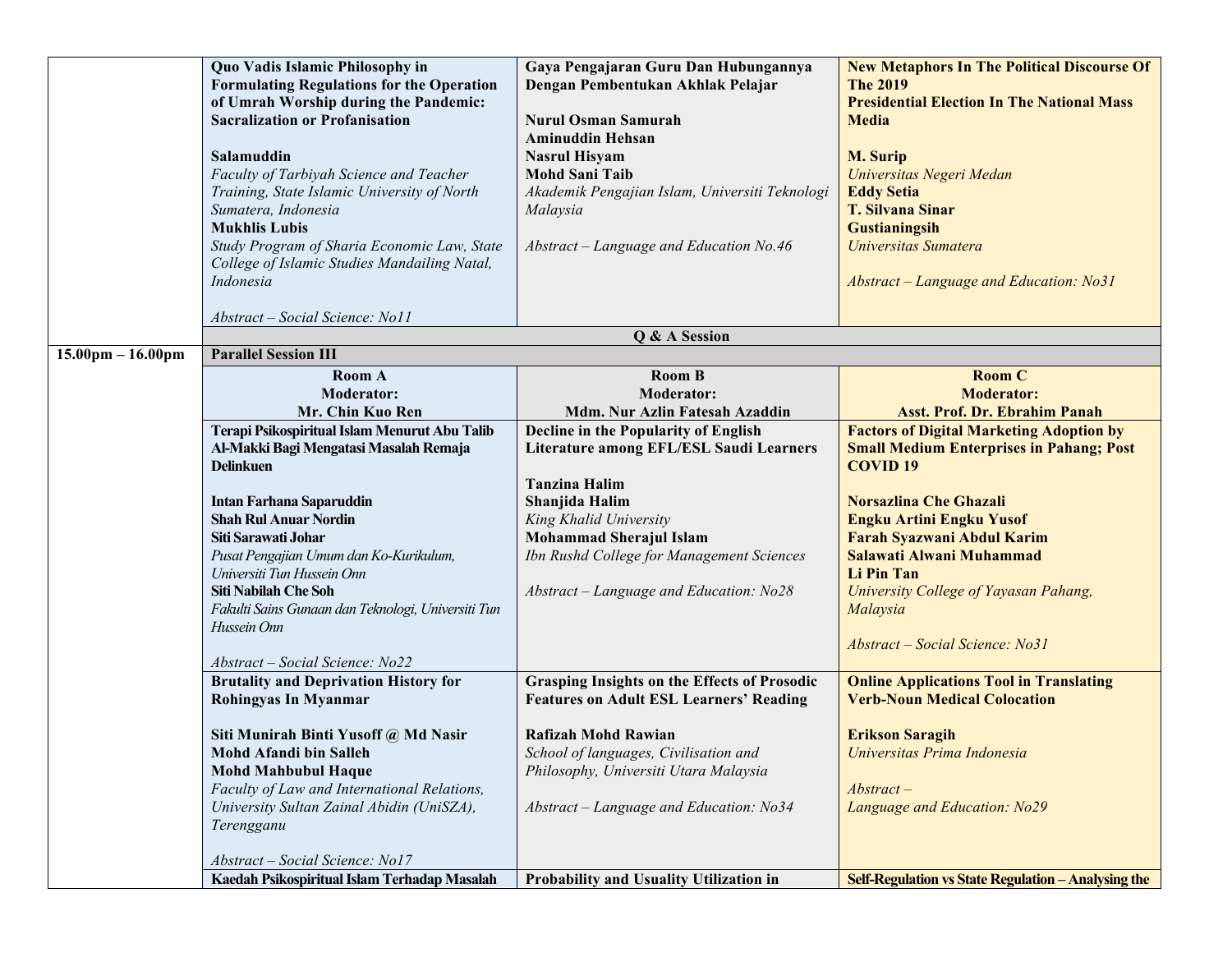| | | | |
|---|---|---|---|
| | **Quo Vadis Islamic Philosophy in Formulating Regulations for the Operation of Umrah Worship during the Pandemic: Sacralization or Profanisation**<br><br>**Salamuddin**<br>*Faculty of Tarbiyah Science and Teacher Training, State Islamic University of North Sumatera, Indonesia*<br>**Mukhlis Lubis**<br>*Study Program of Sharia Economic Law, State College of Islamic Studies Mandailing Natal, Indonesia*<br><br>*Abstract – Social Science: No11* | **Gaya Pengajaran Guru Dan Hubungannya Dengan Pembentukan Akhlak Pelajar**<br><br>**Nurul Osman Samurah**<br>**Aminuddin Hehsan**<br>**Nasrul Hisyam**<br>**Mohd Sani Taib**<br>*Akademik Pengajian Islam, Universiti Teknologi Malaysia*<br><br>*Abstract – Language and Education No.46* | **New Metaphors In The Political Discourse Of The 2019 Presidential Election In The National Mass Media**<br><br>**M. Surip**<br>*Universitas Negeri Medan*<br>**Eddy Setia**<br>**T. Silvana Sinar**<br>**Gustianingsih**<br>*Universitas Sumatera*<br><br>*Abstract – Language and Education: No31* |
| | **Q & A Session** | | |
| **15.00pm – 16.00pm** | **Parallel Session III** | | |
| | **Room A**<br>**Moderator:**<br>**Mr. Chin Kuo Ren** | **Room B**<br>**Moderator:**<br>**Mdm. Nur Azlin Fatesah Azaddin** | **Room C**<br>**Moderator:**<br>**Asst. Prof. Dr. Ebrahim Panah** |
| | **Terapi Psikospiritual Islam Menurut Abu Talib Al-Makki Bagi Mengatasi Masalah Remaja Delinkuen**<br><br>**Intan Farhana Saparuddin**<br>**Shah Rul Anuar Nordin**<br>**Siti Sarawati Johar**<br>*Pusat Pengajian Umum dan Ko-Kurikulum, Universiti Tun Hussein Onn*<br>**Siti Nabilah Che Soh**<br>*Fakulti Sains Gunaan dan Teknologi, Universiti Tun Hussein Onn*<br><br>*Abstract – Social Science: No22* | **Decline in the Popularity of English Literature among EFL/ESL Saudi Learners**<br><br>**Tanzina Halim**<br>**Shanjida Halim**<br>*King Khalid University*<br>**Mohammad Sherajul Islam**<br>*Ibn Rushd College for Management Sciences*<br><br>*Abstract – Language and Education: No28* | **Factors of Digital Marketing Adoption by Small Medium Enterprises in Pahang; Post COVID 19**<br><br>**Norsazlina Che Ghazali**<br>**Engku Artini Engku Yusof**<br>**Farah Syazwani Abdul Karim**<br>**Salawati Alwani Muhammad**<br>**Li Pin Tan**<br>*University College of Yayasan Pahang, Malaysia*<br><br>*Abstract – Social Science: No31* |
| | **Brutality and Deprivation History for Rohingyas In Myanmar**<br><br>**Siti Munirah Binti Yusoff @ Md Nasir**<br>**Mohd Afandi bin Salleh**<br>**Mohd Mahbubul Haque**<br>*Faculty of Law and International Relations, University Sultan Zainal Abidin (UniSZA), Terengganu*<br><br>*Abstract – Social Science: No17* | **Grasping Insights on the Effects of Prosodic Features on Adult ESL Learners' Reading**<br><br>**Rafizah Mohd Rawian**<br>*School of languages, Civilisation and Philosophy, Universiti Utara Malaysia*<br><br>*Abstract – Language and Education: No34* | **Online Applications Tool in Translating Verb-Noun Medical Colocation**<br><br>**Erikson Saragih**<br>*Universitas Prima Indonesia*<br><br>*Abstract –*<br>*Language and Education: No29* |
| | **Kaedah Psikospiritual Islam Terhadap Masalah** | **Probability and Usuality Utilization in** | **Self-Regulation vs State Regulation – Analysing the** |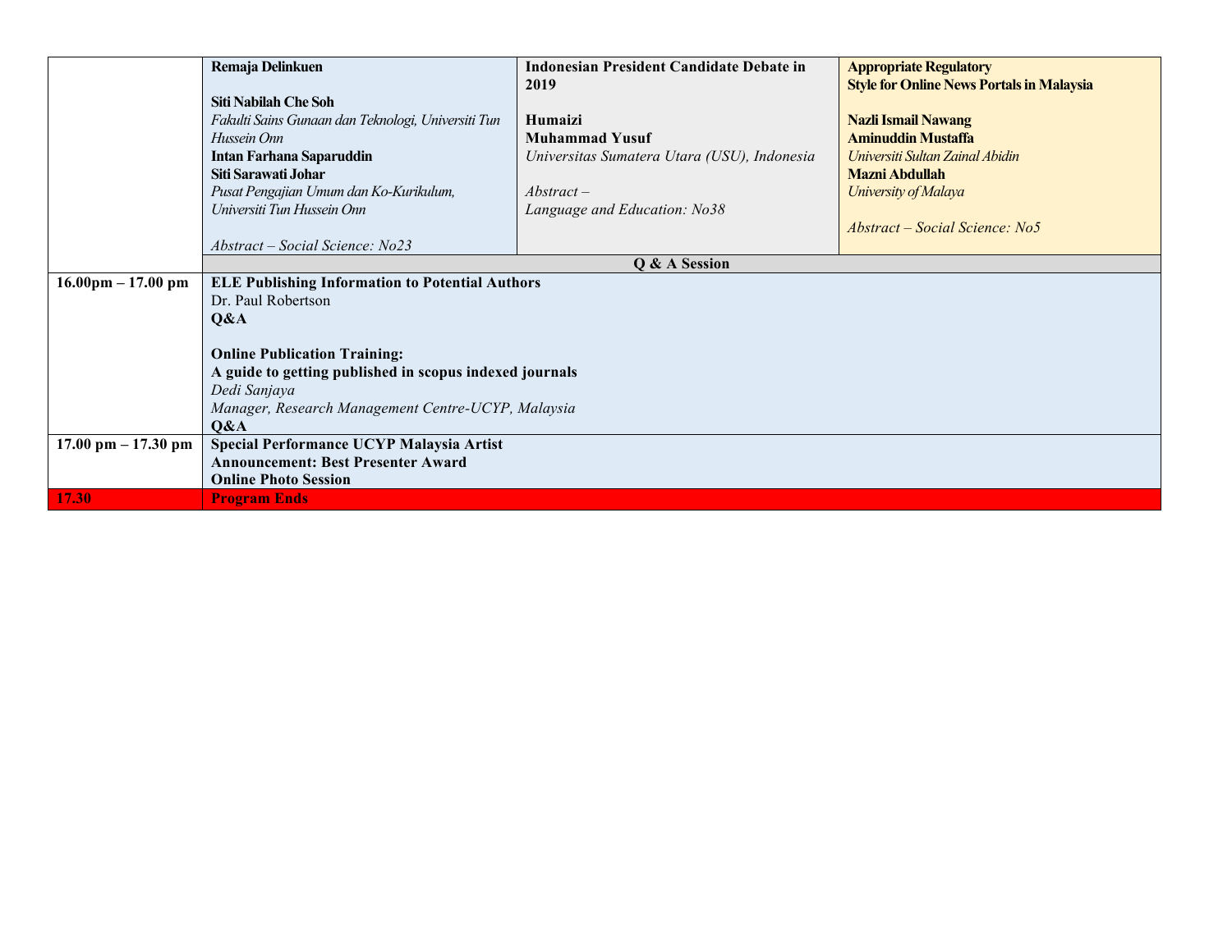| | | | |
|---|---|---|---|
| | **Remaja Delinkuen**<br><br>**Siti Nabilah Che Soh**<br>*Fakulti Sains Gunaan dan Teknologi, Universiti Tun Hussein Onn*<br>**Intan Farhana Saparuddin**<br>**Siti Sarawati Johar**<br>*Pusat Pengajian Umum dan Ko-Kurikulum, Universiti Tun Hussein Onn*<br><br>*Abstract – Social Science: No23* | **Indonesian President Candidate Debate in 2019**<br><br>**Humaizi**<br>**Muhammad Yusuf**<br>*Universitas Sumatera Utara (USU), Indonesia*<br><br>*Abstract –*<br>*Language and Education: No38* | **Appropriate Regulatory Style for Online News Portals in Malaysia**<br><br>**Nazli Ismail Nawang**<br>**Aminuddin Mustaffa**<br>*Universiti Sultan Zainal Abidin*<br>**Mazni Abdullah**<br>*University of Malaya*<br><br>*Abstract – Social Science: No5* |
| | **Q & A Session** | | |
| **16.00pm – 17.00 pm** | **ELE Publishing Information to Potential Authors**<br>Dr. Paul Robertson<br>**Q&A**<br><br>**Online Publication Training:**<br>**A guide to getting published in scopus indexed journals**<br>*Dedi Sanjaya*<br>*Manager, Research Management Centre-UCYP, Malaysia*<br>**Q&A** | | |
| **17.00 pm – 17.30 pm** | **Special Performance UCYP Malaysia Artist**<br>**Announcement: Best Presenter Award**<br>**Online Photo Session** | | |
| **17.30** | **Program Ends** | | |